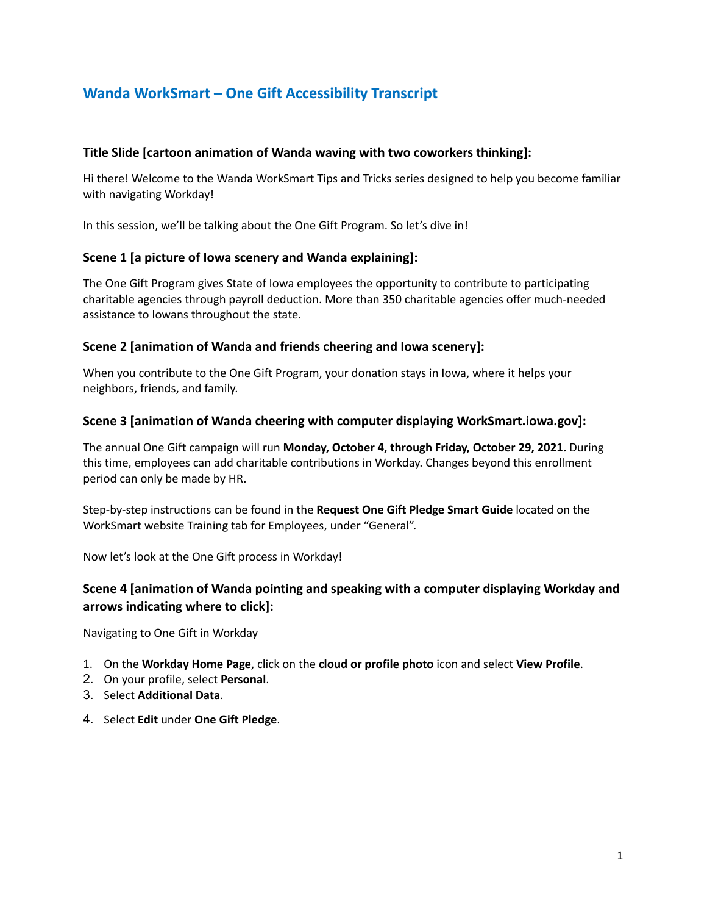# Wanda WorkSmart – One Gift Accessibility Transcript

### Title Slide [cartoon animation of Wanda waving with two coworkers thinking]:

Hi there! Welcome to the Wanda WorkSmart Tips and Tricks series designed to help you become familiar with navigating Workday!

In this session, we'll be talking about the One Gift Program. So let's dive in!

### Scene 1 [a picture of Iowa scenery and Wanda explaining]:

The One Gift Program gives State of Iowa employees the opportunity to contribute to participating charitable agencies through payroll deduction. More than 350 charitable agencies offer much-needed assistance to Iowans throughout the state.

### Scene 2 [animation of Wanda and friends cheering and Iowa scenery]:

When you contribute to the One Gift Program, your donation stays in Iowa, where it helps your neighbors, friends, and family.

### Scene 3 [animation of Wanda cheering with computer displaying WorkSmart.iowa.gov]:

The annual One Gift campaign will run **Monday, October 4, through Friday, October 29, 2021.** During this time, employees can add charitable contributions in Workday. Changes beyond this enrollment period can only be made by HR.

Step-by-step instructions can be found in the **Request One Gift Pledge Smart Guide** located on the WorkSmart website Training tab for Employees, under "General".

Now let's look at the One Gift process in Workday!

### Scene 4 [animation of Wanda pointing and speaking with a computer displaying Workday and arrows indicating where to click]:

Navigating to One Gift in Workday

1. On the **Workday Home Page**, click on the **cloud or profile photo** icon and select **View Profile**.
2. On your profile, select **Personal**.
3. Select **Additional Data**.
4. Select **Edit** under **One Gift Pledge**.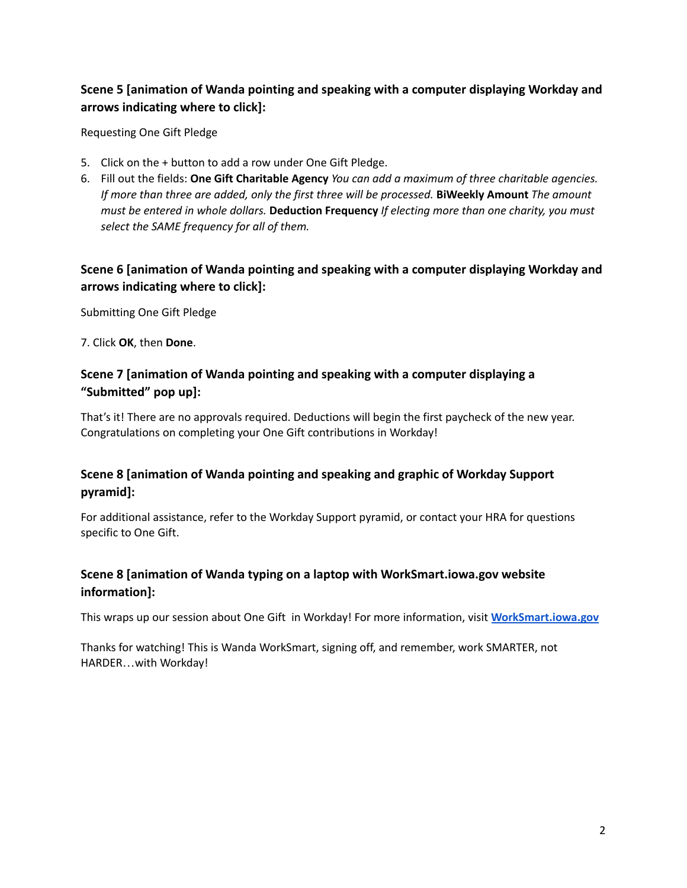### Scene 5 [animation of Wanda pointing and speaking with a computer displaying Workday and arrows indicating where to click]:

Requesting One Gift Pledge

5. Click on the + button to add a row under One Gift Pledge.
6. Fill out the fields: **One Gift Charitable Agency** *You can add a maximum of three charitable agencies. If more than three are added, only the first three will be processed.* **BiWeekly Amount** *The amount must be entered in whole dollars.* **Deduction Frequency** *If electing more than one charity, you must select the SAME frequency for all of them.*

### Scene 6 [animation of Wanda pointing and speaking with a computer displaying Workday and arrows indicating where to click]:

Submitting One Gift Pledge

7. Click **OK**, then **Done**.

### Scene 7 [animation of Wanda pointing and speaking with a computer displaying a "Submitted" pop up]:

That's it! There are no approvals required. Deductions will begin the first paycheck of the new year. Congratulations on completing your One Gift contributions in Workday!

### Scene 8 [animation of Wanda pointing and speaking and graphic of Workday Support pyramid]:

For additional assistance, refer to the Workday Support pyramid, or contact your HRA for questions specific to One Gift.

### Scene 8 [animation of Wanda typing on a laptop with WorkSmart.iowa.gov website information]:

This wraps up our session about One Gift in Workday! For more information, visit **WorkSmart.iowa.gov**

Thanks for watching! This is Wanda WorkSmart, signing off, and remember, work SMARTER, not HARDER…with Workday!